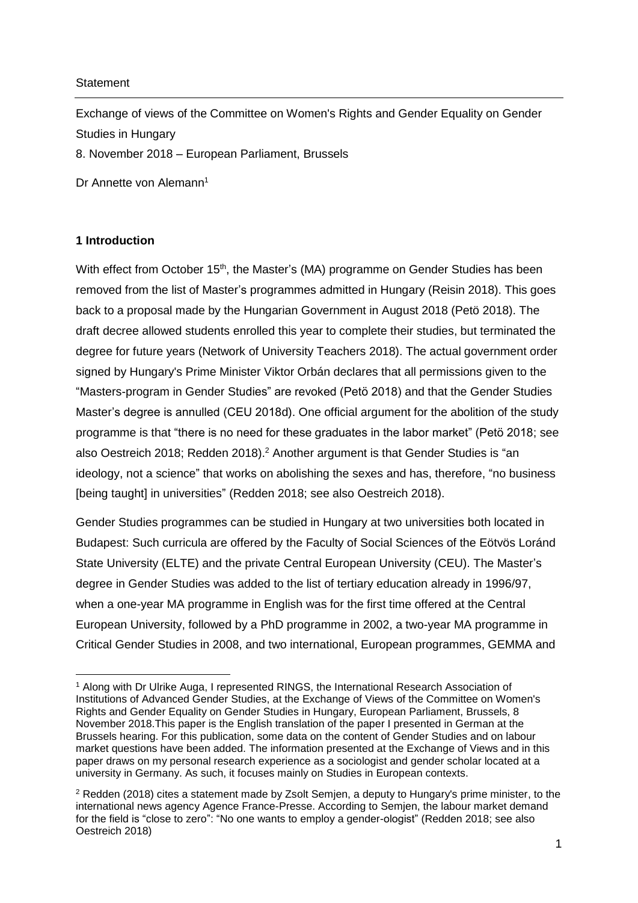Statement

Exchange of views of the Committee on Women's Rights and Gender Equality on Gender Studies in Hungary
8. November 2018 – European Parliament, Brussels

Dr Annette von Alemann[1]

## 1 Introduction

With effect from October 15th, the Master's (MA) programme on Gender Studies has been removed from the list of Master's programmes admitted in Hungary (Reisin 2018). This goes back to a proposal made by the Hungarian Government in August 2018 (Petö 2018). The draft decree allowed students enrolled this year to complete their studies, but terminated the degree for future years (Network of University Teachers 2018). The actual government order signed by Hungary's Prime Minister Viktor Orbán declares that all permissions given to the "Masters-program in Gender Studies" are revoked (Petö 2018) and that the Gender Studies Master's degree is annulled (CEU 2018d). One official argument for the abolition of the study programme is that "there is no need for these graduates in the labor market" (Petö 2018; see also Oestreich 2018; Redden 2018).[2] Another argument is that Gender Studies is "an ideology, not a science" that works on abolishing the sexes and has, therefore, "no business [being taught] in universities" (Redden 2018; see also Oestreich 2018).

Gender Studies programmes can be studied in Hungary at two universities both located in Budapest: Such curricula are offered by the Faculty of Social Sciences of the Eötvös Loránd State University (ELTE) and the private Central European University (CEU). The Master's degree in Gender Studies was added to the list of tertiary education already in 1996/97, when a one-year MA programme in English was for the first time offered at the Central European University, followed by a PhD programme in 2002, a two-year MA programme in Critical Gender Studies in 2008, and two international, European programmes, GEMMA and

---

[1] Along with Dr Ulrike Auga, I represented RINGS, the International Research Association of Institutions of Advanced Gender Studies, at the Exchange of Views of the Committee on Women's Rights and Gender Equality on Gender Studies in Hungary, European Parliament, Brussels, 8 November 2018.This paper is the English translation of the paper I presented in German at the Brussels hearing. For this publication, some data on the content of Gender Studies and on labour market questions have been added. The information presented at the Exchange of Views and in this paper draws on my personal research experience as a sociologist and gender scholar located at a university in Germany. As such, it focuses mainly on Studies in European contexts.

[2] Redden (2018) cites a statement made by Zsolt Semjen, a deputy to Hungary's prime minister, to the international news agency Agence France-Presse. According to Semjen, the labour market demand for the field is "close to zero": "No one wants to employ a gender-ologist" (Redden 2018; see also Oestreich 2018)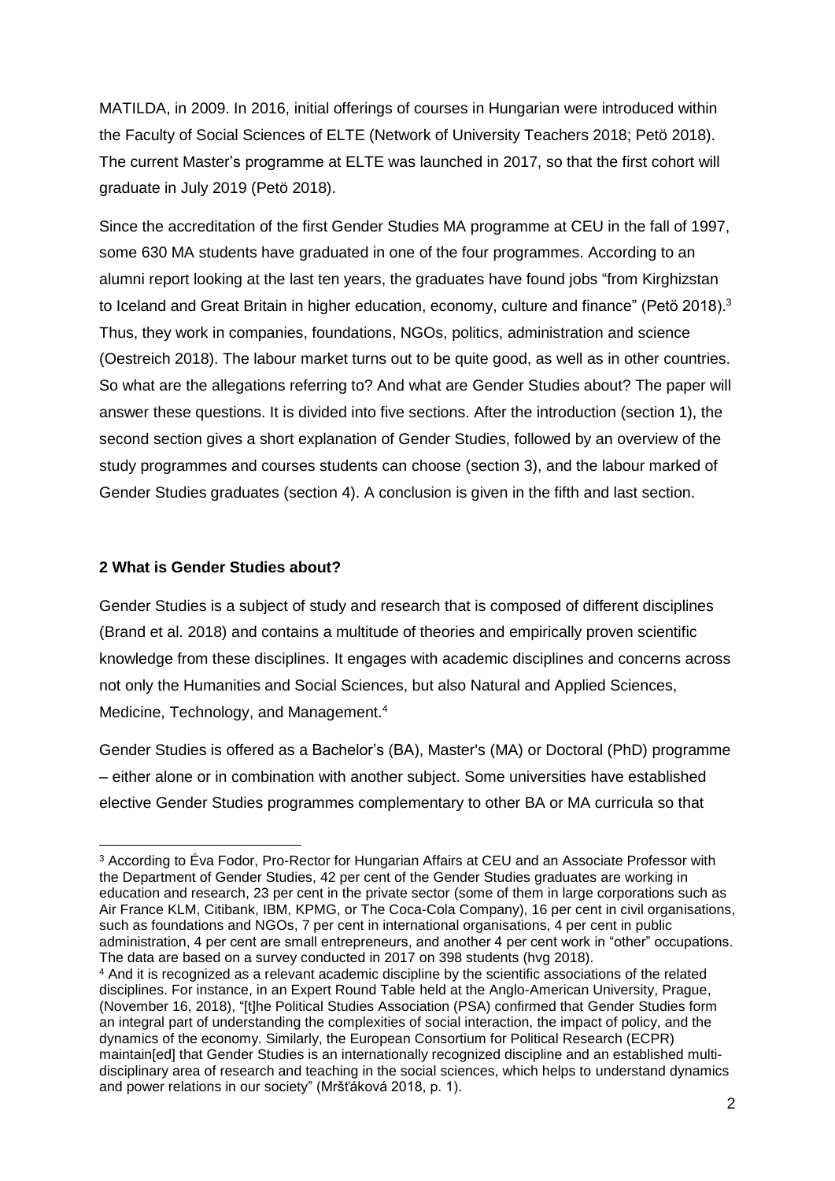MATILDA, in 2009. In 2016, initial offerings of courses in Hungarian were introduced within the Faculty of Social Sciences of ELTE (Network of University Teachers 2018; Petö 2018). The current Master's programme at ELTE was launched in 2017, so that the first cohort will graduate in July 2019 (Petö 2018).

Since the accreditation of the first Gender Studies MA programme at CEU in the fall of 1997, some 630 MA students have graduated in one of the four programmes. According to an alumni report looking at the last ten years, the graduates have found jobs "from Kirghizstan to Iceland and Great Britain in higher education, economy, culture and finance" (Petö 2018).[3] Thus, they work in companies, foundations, NGOs, politics, administration and science (Oestreich 2018). The labour market turns out to be quite good, as well as in other countries. So what are the allegations referring to? And what are Gender Studies about? The paper will answer these questions. It is divided into five sections. After the introduction (section 1), the second section gives a short explanation of Gender Studies, followed by an overview of the study programmes and courses students can choose (section 3), and the labour marked of Gender Studies graduates (section 4). A conclusion is given in the fifth and last section.

## 2 What is Gender Studies about?

Gender Studies is a subject of study and research that is composed of different disciplines (Brand et al. 2018) and contains a multitude of theories and empirically proven scientific knowledge from these disciplines. It engages with academic disciplines and concerns across not only the Humanities and Social Sciences, but also Natural and Applied Sciences, Medicine, Technology, and Management.[4]

Gender Studies is offered as a Bachelor's (BA), Master's (MA) or Doctoral (PhD) programme – either alone or in combination with another subject. Some universities have established elective Gender Studies programmes complementary to other BA or MA curricula so that

[3] According to Éva Fodor, Pro-Rector for Hungarian Affairs at CEU and an Associate Professor with the Department of Gender Studies, 42 per cent of the Gender Studies graduates are working in education and research, 23 per cent in the private sector (some of them in large corporations such as Air France KLM, Citibank, IBM, KPMG, or The Coca-Cola Company), 16 per cent in civil organisations, such as foundations and NGOs, 7 per cent in international organisations, 4 per cent in public administration, 4 per cent are small entrepreneurs, and another 4 per cent work in "other" occupations. The data are based on a survey conducted in 2017 on 398 students (hvg 2018).

[4] And it is recognized as a relevant academic discipline by the scientific associations of the related disciplines. For instance, in an Expert Round Table held at the Anglo-American University, Prague, (November 16, 2018), "[t]he Political Studies Association (PSA) confirmed that Gender Studies form an integral part of understanding the complexities of social interaction, the impact of policy, and the dynamics of the economy. Similarly, the European Consortium for Political Research (ECPR) maintain[ed] that Gender Studies is an internationally recognized discipline and an established multi-disciplinary area of research and teaching in the social sciences, which helps to understand dynamics and power relations in our society" (Mršťáková 2018, p. 1).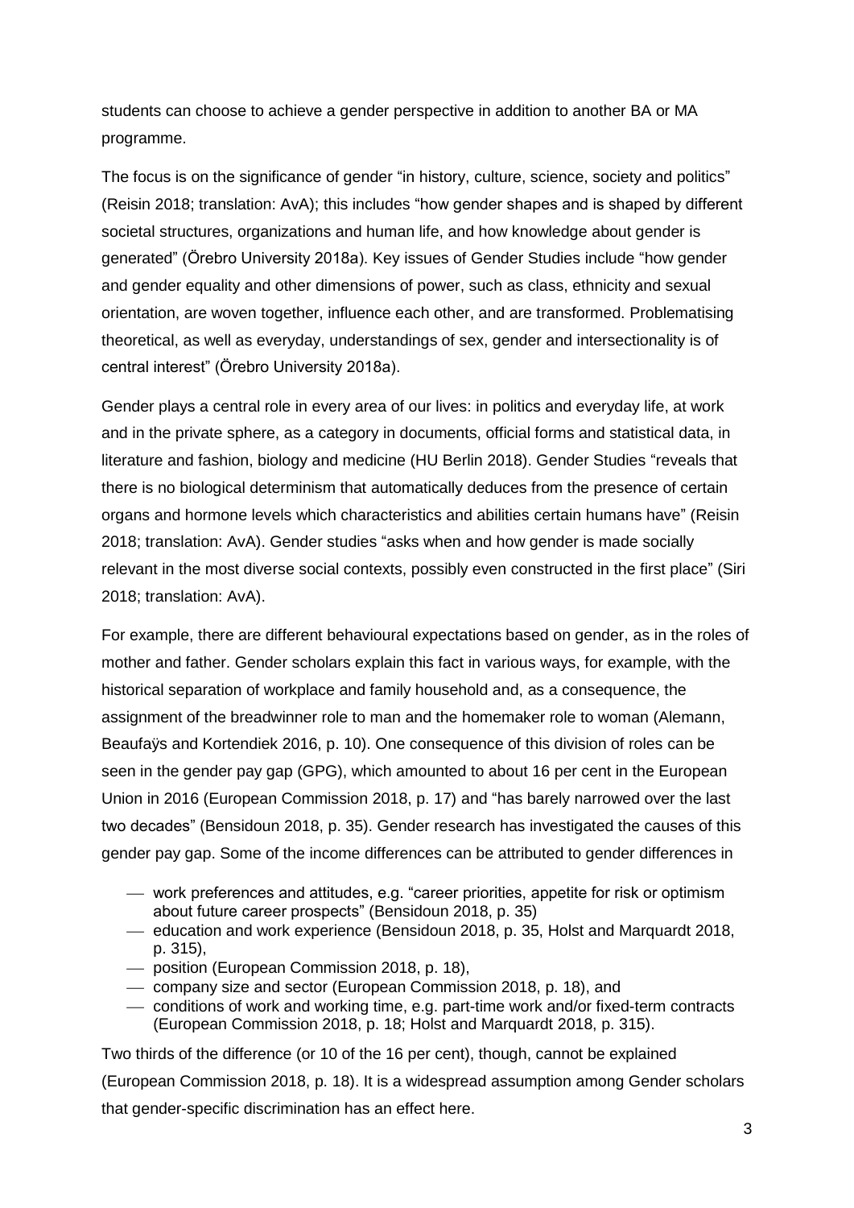students can choose to achieve a gender perspective in addition to another BA or MA programme.

The focus is on the significance of gender "in history, culture, science, society and politics" (Reisin 2018; translation: AvA); this includes "how gender shapes and is shaped by different societal structures, organizations and human life, and how knowledge about gender is generated" (Örebro University 2018a). Key issues of Gender Studies include "how gender and gender equality and other dimensions of power, such as class, ethnicity and sexual orientation, are woven together, influence each other, and are transformed. Problematising theoretical, as well as everyday, understandings of sex, gender and intersectionality is of central interest" (Örebro University 2018a).

Gender plays a central role in every area of our lives: in politics and everyday life, at work and in the private sphere, as a category in documents, official forms and statistical data, in literature and fashion, biology and medicine (HU Berlin 2018). Gender Studies "reveals that there is no biological determinism that automatically deduces from the presence of certain organs and hormone levels which characteristics and abilities certain humans have" (Reisin 2018; translation: AvA). Gender studies "asks when and how gender is made socially relevant in the most diverse social contexts, possibly even constructed in the first place" (Siri 2018; translation: AvA).

For example, there are different behavioural expectations based on gender, as in the roles of mother and father. Gender scholars explain this fact in various ways, for example, with the historical separation of workplace and family household and, as a consequence, the assignment of the breadwinner role to man and the homemaker role to woman (Alemann, Beaufaÿs and Kortendiek 2016, p. 10). One consequence of this division of roles can be seen in the gender pay gap (GPG), which amounted to about 16 per cent in the European Union in 2016 (European Commission 2018, p. 17) and "has barely narrowed over the last two decades" (Bensidoun 2018, p. 35). Gender research has investigated the causes of this gender pay gap. Some of the income differences can be attributed to gender differences in

- work preferences and attitudes, e.g. "career priorities, appetite for risk or optimism about future career prospects" (Bensidoun 2018, p. 35)
- education and work experience (Bensidoun 2018, p. 35, Holst and Marquardt 2018, p. 315),
- position (European Commission 2018, p. 18),
- company size and sector (European Commission 2018, p. 18), and
- conditions of work and working time, e.g. part-time work and/or fixed-term contracts (European Commission 2018, p. 18; Holst and Marquardt 2018, p. 315).

Two thirds of the difference (or 10 of the 16 per cent), though, cannot be explained (European Commission 2018, p. 18). It is a widespread assumption among Gender scholars that gender-specific discrimination has an effect here.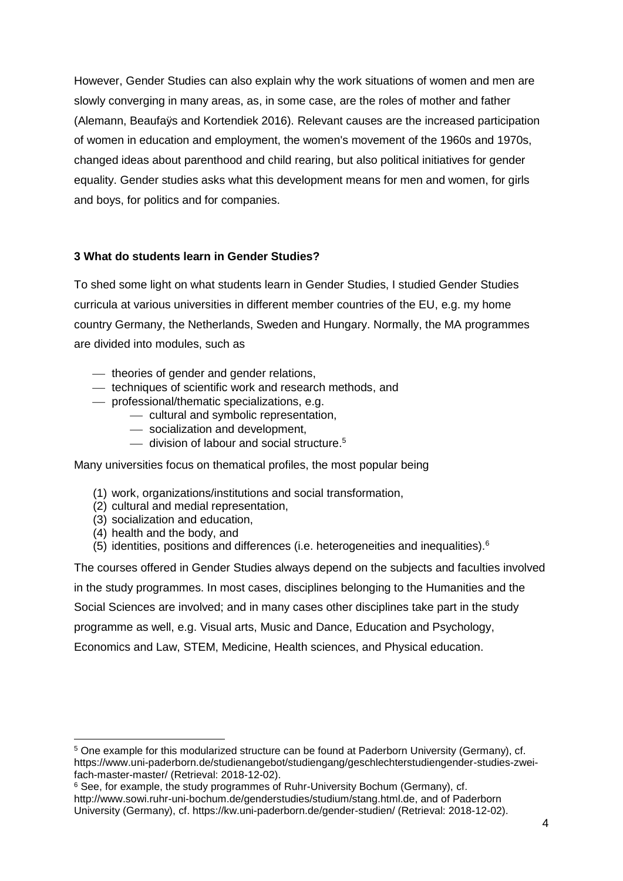However, Gender Studies can also explain why the work situations of women and men are slowly converging in many areas, as, in some case, are the roles of mother and father (Alemann, Beaufaÿs and Kortendiek 2016). Relevant causes are the increased participation of women in education and employment, the women's movement of the 1960s and 1970s, changed ideas about parenthood and child rearing, but also political initiatives for gender equality. Gender studies asks what this development means for men and women, for girls and boys, for politics and for companies.

### 3 What do students learn in Gender Studies?

To shed some light on what students learn in Gender Studies, I studied Gender Studies curricula at various universities in different member countries of the EU, e.g. my home country Germany, the Netherlands, Sweden and Hungary. Normally, the MA programmes are divided into modules, such as

- theories of gender and gender relations,
- techniques of scientific work and research methods, and
- professional/thematic specializations, e.g.
  - cultural and symbolic representation,
  - socialization and development,
  - division of labour and social structure.[5]

Many universities focus on thematical profiles, the most popular being

(1) work, organizations/institutions and social transformation,
(2) cultural and medial representation,
(3) socialization and education,
(4) health and the body, and
(5) identities, positions and differences (i.e. heterogeneities and inequalities).[6]

The courses offered in Gender Studies always depend on the subjects and faculties involved in the study programmes. In most cases, disciplines belonging to the Humanities and the Social Sciences are involved; and in many cases other disciplines take part in the study programme as well, e.g. Visual arts, Music and Dance, Education and Psychology, Economics and Law, STEM, Medicine, Health sciences, and Physical education.

---

[5] One example for this modularized structure can be found at Paderborn University (Germany), cf. https://www.uni-paderborn.de/studienangebot/studiengang/geschlechterstudiengender-studies-zwei-fach-master-master/ (Retrieval: 2018-12-02).

[6] See, for example, the study programmes of Ruhr-University Bochum (Germany), cf. http://www.sowi.ruhr-uni-bochum.de/genderstudies/studium/stang.html.de, and of Paderborn University (Germany), cf. https://kw.uni-paderborn.de/gender-studien/ (Retrieval: 2018-12-02).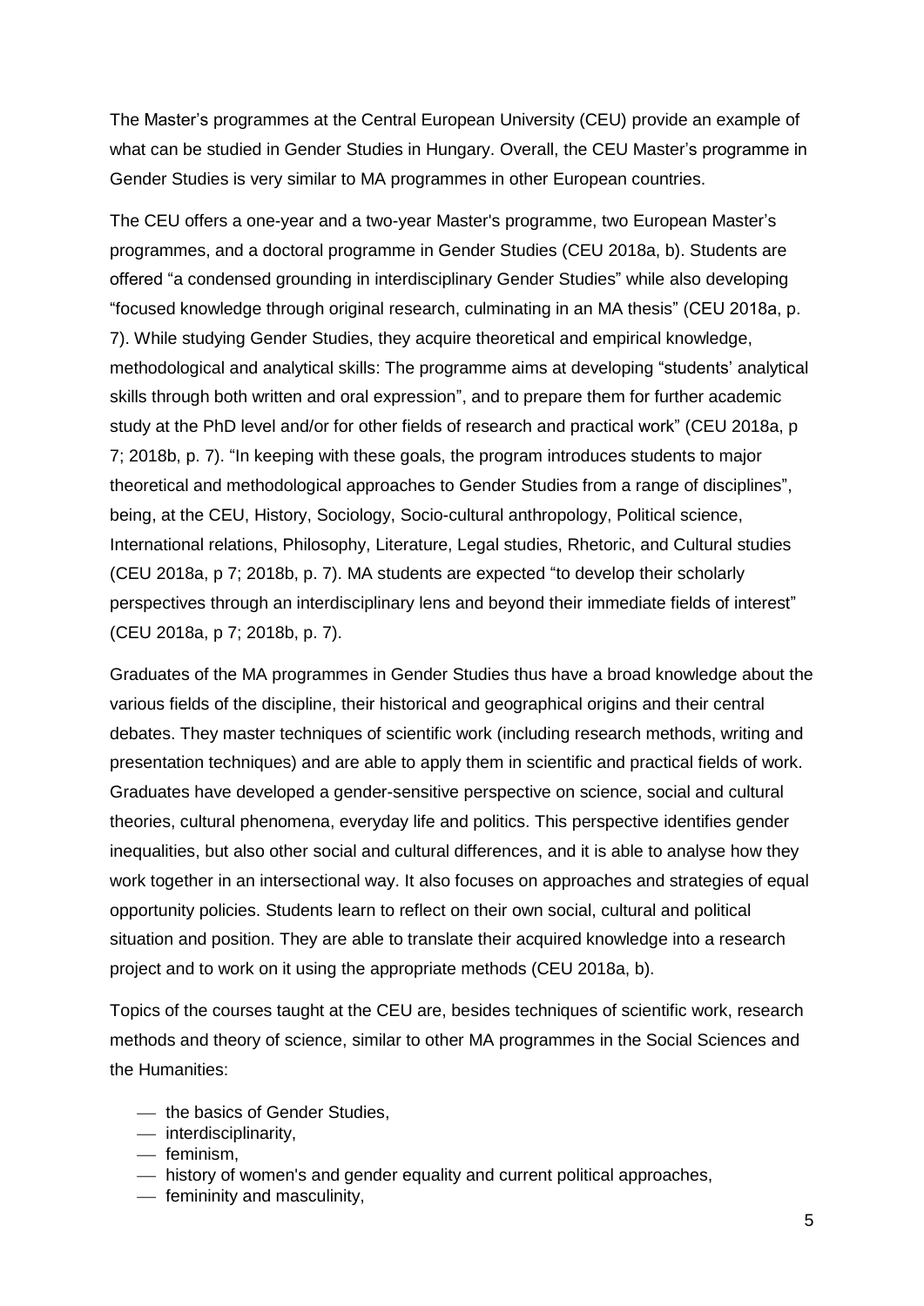The Master's programmes at the Central European University (CEU) provide an example of what can be studied in Gender Studies in Hungary. Overall, the CEU Master's programme in Gender Studies is very similar to MA programmes in other European countries.

The CEU offers a one-year and a two-year Master's programme, two European Master's programmes, and a doctoral programme in Gender Studies (CEU 2018a, b). Students are offered "a condensed grounding in interdisciplinary Gender Studies" while also developing "focused knowledge through original research, culminating in an MA thesis" (CEU 2018a, p. 7). While studying Gender Studies, they acquire theoretical and empirical knowledge, methodological and analytical skills: The programme aims at developing "students' analytical skills through both written and oral expression", and to prepare them for further academic study at the PhD level and/or for other fields of research and practical work" (CEU 2018a, p 7; 2018b, p. 7). "In keeping with these goals, the program introduces students to major theoretical and methodological approaches to Gender Studies from a range of disciplines", being, at the CEU, History, Sociology, Socio-cultural anthropology, Political science, International relations, Philosophy, Literature, Legal studies, Rhetoric, and Cultural studies (CEU 2018a, p 7; 2018b, p. 7). MA students are expected "to develop their scholarly perspectives through an interdisciplinary lens and beyond their immediate fields of interest" (CEU 2018a, p 7; 2018b, p. 7).

Graduates of the MA programmes in Gender Studies thus have a broad knowledge about the various fields of the discipline, their historical and geographical origins and their central debates. They master techniques of scientific work (including research methods, writing and presentation techniques) and are able to apply them in scientific and practical fields of work. Graduates have developed a gender-sensitive perspective on science, social and cultural theories, cultural phenomena, everyday life and politics. This perspective identifies gender inequalities, but also other social and cultural differences, and it is able to analyse how they work together in an intersectional way. It also focuses on approaches and strategies of equal opportunity policies. Students learn to reflect on their own social, cultural and political situation and position. They are able to translate their acquired knowledge into a research project and to work on it using the appropriate methods (CEU 2018a, b).

Topics of the courses taught at the CEU are, besides techniques of scientific work, research methods and theory of science, similar to other MA programmes in the Social Sciences and the Humanities:

- the basics of Gender Studies,
- interdisciplinarity,
- feminism,
- history of women's and gender equality and current political approaches,
- femininity and masculinity,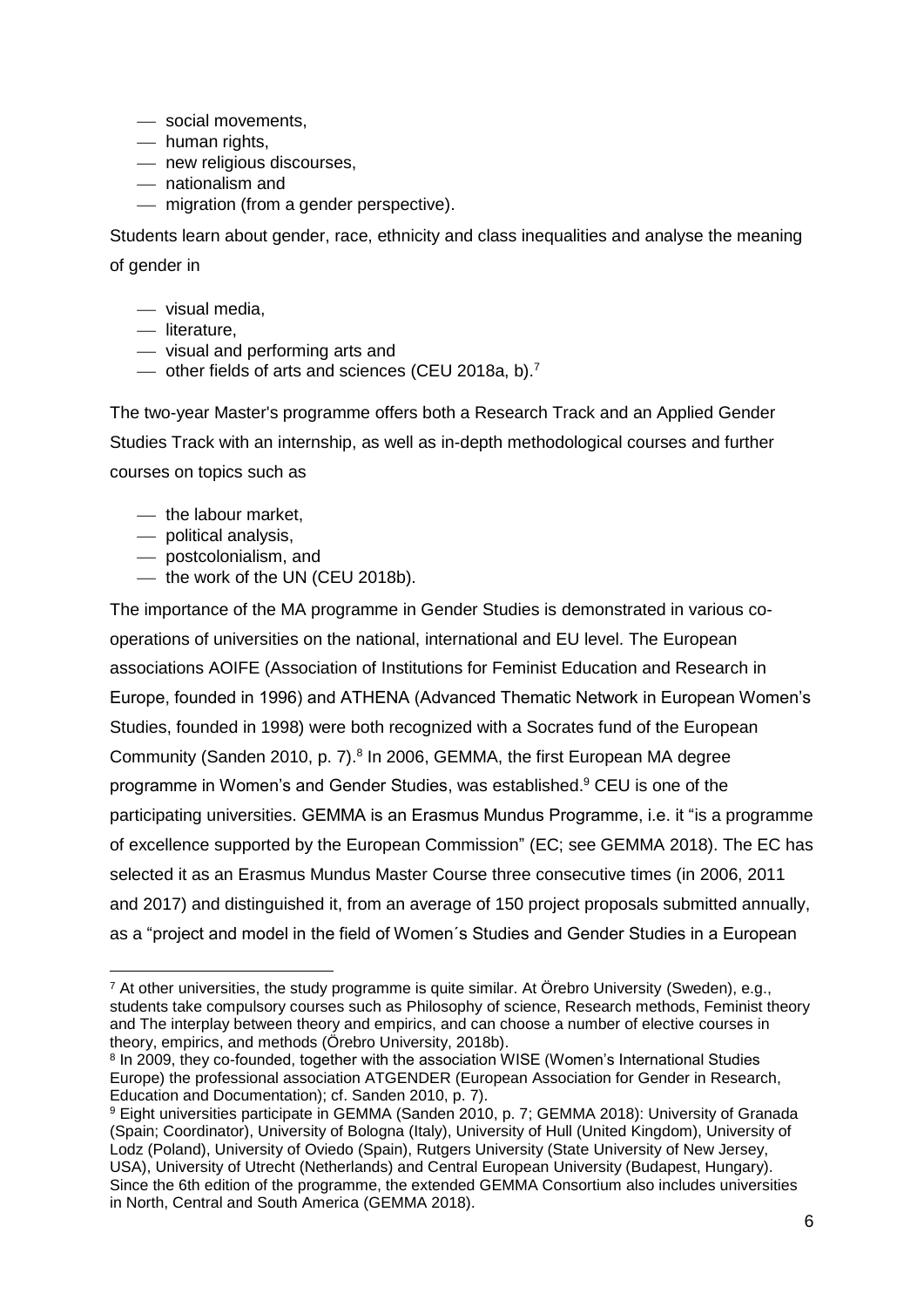- social movements,
- human rights,
- new religious discourses,
- nationalism and
- migration (from a gender perspective).

Students learn about gender, race, ethnicity and class inequalities and analyse the meaning of gender in

- visual media,
- literature,
- visual and performing arts and
- other fields of arts and sciences (CEU 2018a, b).[7]

The two-year Master's programme offers both a Research Track and an Applied Gender Studies Track with an internship, as well as in-depth methodological courses and further courses on topics such as

- the labour market,
- political analysis,
- postcolonialism, and
- the work of the UN (CEU 2018b).

The importance of the MA programme in Gender Studies is demonstrated in various co-operations of universities on the national, international and EU level. The European associations AOIFE (Association of Institutions for Feminist Education and Research in Europe, founded in 1996) and ATHENA (Advanced Thematic Network in European Women's Studies, founded in 1998) were both recognized with a Socrates fund of the European Community (Sanden 2010, p. 7).[8] In 2006, GEMMA, the first European MA degree programme in Women's and Gender Studies, was established.[9] CEU is one of the participating universities. GEMMA is an Erasmus Mundus Programme, i.e. it "is a programme of excellence supported by the European Commission" (EC; see GEMMA 2018). The EC has selected it as an Erasmus Mundus Master Course three consecutive times (in 2006, 2011 and 2017) and distinguished it, from an average of 150 project proposals submitted annually, as a "project and model in the field of Women´s Studies and Gender Studies in a European

---

[7] At other universities, the study programme is quite similar. At Örebro University (Sweden), e.g., students take compulsory courses such as Philosophy of science, Research methods, Feminist theory and The interplay between theory and empirics, and can choose a number of elective courses in theory, empirics, and methods (Örebro University, 2018b).

[8] In 2009, they co-founded, together with the association WISE (Women's International Studies Europe) the professional association ATGENDER (European Association for Gender in Research, Education and Documentation); cf. Sanden 2010, p. 7).

[9] Eight universities participate in GEMMA (Sanden 2010, p. 7; GEMMA 2018): University of Granada (Spain; Coordinator), University of Bologna (Italy), University of Hull (United Kingdom), University of Lodz (Poland), University of Oviedo (Spain), Rutgers University (State University of New Jersey, USA), University of Utrecht (Netherlands) and Central European University (Budapest, Hungary). Since the 6th edition of the programme, the extended GEMMA Consortium also includes universities in North, Central and South America (GEMMA 2018).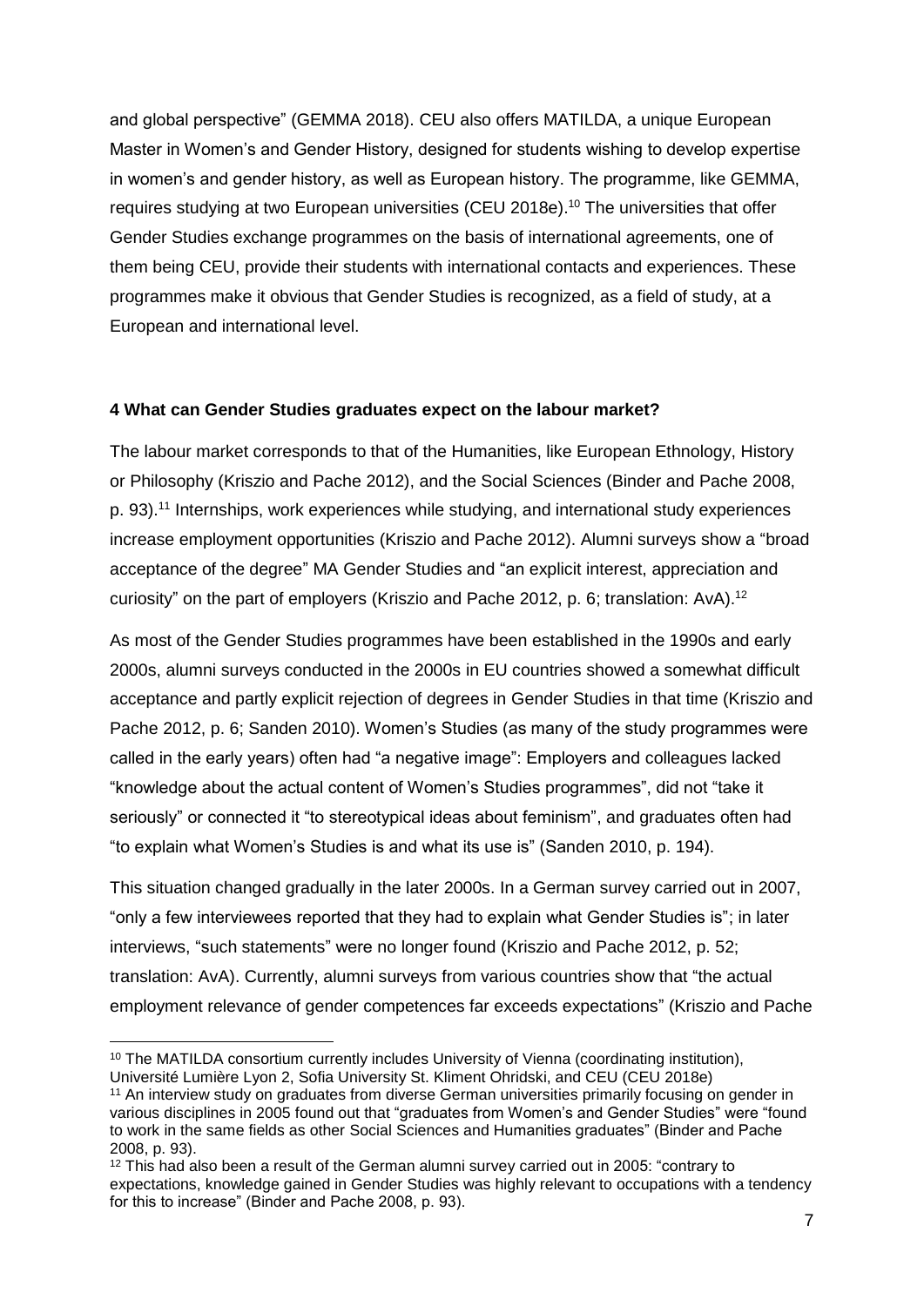and global perspective" (GEMMA 2018). CEU also offers MATILDA, a unique European Master in Women's and Gender History, designed for students wishing to develop expertise in women's and gender history, as well as European history. The programme, like GEMMA, requires studying at two European universities (CEU 2018e).[10] The universities that offer Gender Studies exchange programmes on the basis of international agreements, one of them being CEU, provide their students with international contacts and experiences. These programmes make it obvious that Gender Studies is recognized, as a field of study, at a European and international level.

## 4 What can Gender Studies graduates expect on the labour market?

The labour market corresponds to that of the Humanities, like European Ethnology, History or Philosophy (Kriszio and Pache 2012), and the Social Sciences (Binder and Pache 2008, p. 93).[11] Internships, work experiences while studying, and international study experiences increase employment opportunities (Kriszio and Pache 2012). Alumni surveys show a "broad acceptance of the degree" MA Gender Studies and "an explicit interest, appreciation and curiosity" on the part of employers (Kriszio and Pache 2012, p. 6; translation: AvA).[12]

As most of the Gender Studies programmes have been established in the 1990s and early 2000s, alumni surveys conducted in the 2000s in EU countries showed a somewhat difficult acceptance and partly explicit rejection of degrees in Gender Studies in that time (Kriszio and Pache 2012, p. 6; Sanden 2010). Women's Studies (as many of the study programmes were called in the early years) often had "a negative image": Employers and colleagues lacked "knowledge about the actual content of Women's Studies programmes", did not "take it seriously" or connected it "to stereotypical ideas about feminism", and graduates often had "to explain what Women's Studies is and what its use is" (Sanden 2010, p. 194).

This situation changed gradually in the later 2000s. In a German survey carried out in 2007, "only a few interviewees reported that they had to explain what Gender Studies is"; in later interviews, "such statements" were no longer found (Kriszio and Pache 2012, p. 52; translation: AvA). Currently, alumni surveys from various countries show that "the actual employment relevance of gender competences far exceeds expectations" (Kriszio and Pache

---

[10] The MATILDA consortium currently includes University of Vienna (coordinating institution), Université Lumière Lyon 2, Sofia University St. Kliment Ohridski, and CEU (CEU 2018e)

[11] An interview study on graduates from diverse German universities primarily focusing on gender in various disciplines in 2005 found out that "graduates from Women's and Gender Studies" were "found to work in the same fields as other Social Sciences and Humanities graduates" (Binder and Pache 2008, p. 93).

[12] This had also been a result of the German alumni survey carried out in 2005: "contrary to expectations, knowledge gained in Gender Studies was highly relevant to occupations with a tendency for this to increase" (Binder and Pache 2008, p. 93).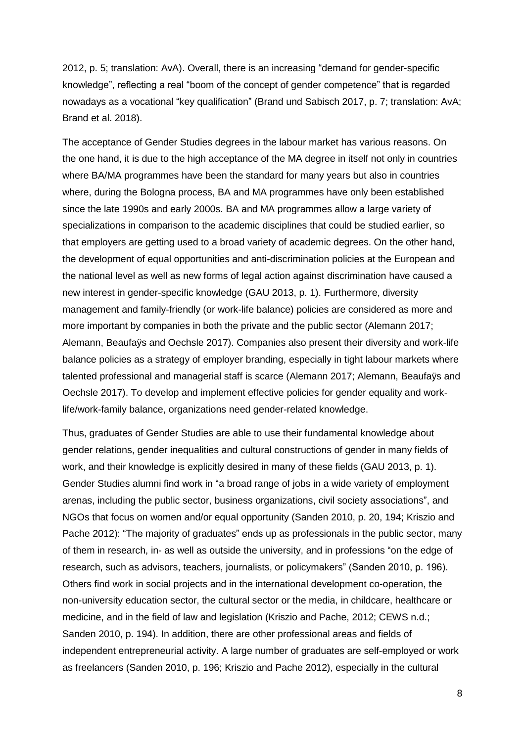2012, p. 5; translation: AvA). Overall, there is an increasing “demand for gender-specific knowledge”, reflecting a real “boom of the concept of gender competence” that is regarded nowadays as a vocational “key qualification” (Brand und Sabisch 2017, p. 7; translation: AvA; Brand et al. 2018).

The acceptance of Gender Studies degrees in the labour market has various reasons. On the one hand, it is due to the high acceptance of the MA degree in itself not only in countries where BA/MA programmes have been the standard for many years but also in countries where, during the Bologna process, BA and MA programmes have only been established since the late 1990s and early 2000s. BA and MA programmes allow a large variety of specializations in comparison to the academic disciplines that could be studied earlier, so that employers are getting used to a broad variety of academic degrees. On the other hand, the development of equal opportunities and anti-discrimination policies at the European and the national level as well as new forms of legal action against discrimination have caused a new interest in gender-specific knowledge (GAU 2013, p. 1). Furthermore, diversity management and family-friendly (or work-life balance) policies are considered as more and more important by companies in both the private and the public sector (Alemann 2017; Alemann, Beaufaÿs and Oechsle 2017). Companies also present their diversity and work-life balance policies as a strategy of employer branding, especially in tight labour markets where talented professional and managerial staff is scarce (Alemann 2017; Alemann, Beaufaÿs and Oechsle 2017). To develop and implement effective policies for gender equality and work-life/work-family balance, organizations need gender-related knowledge.

Thus, graduates of Gender Studies are able to use their fundamental knowledge about gender relations, gender inequalities and cultural constructions of gender in many fields of work, and their knowledge is explicitly desired in many of these fields (GAU 2013, p. 1). Gender Studies alumni find work in “a broad range of jobs in a wide variety of employment arenas, including the public sector, business organizations, civil society associations”, and NGOs that focus on women and/or equal opportunity (Sanden 2010, p. 20, 194; Kriszio and Pache 2012): “The majority of graduates” ends up as professionals in the public sector, many of them in research, in- as well as outside the university, and in professions “on the edge of research, such as advisors, teachers, journalists, or policymakers” (Sanden 2010, p. 196). Others find work in social projects and in the international development co-operation, the non-university education sector, the cultural sector or the media, in childcare, healthcare or medicine, and in the field of law and legislation (Kriszio and Pache, 2012; CEWS n.d.; Sanden 2010, p. 194). In addition, there are other professional areas and fields of independent entrepreneurial activity. A large number of graduates are self-employed or work as freelancers (Sanden 2010, p. 196; Kriszio and Pache 2012), especially in the cultural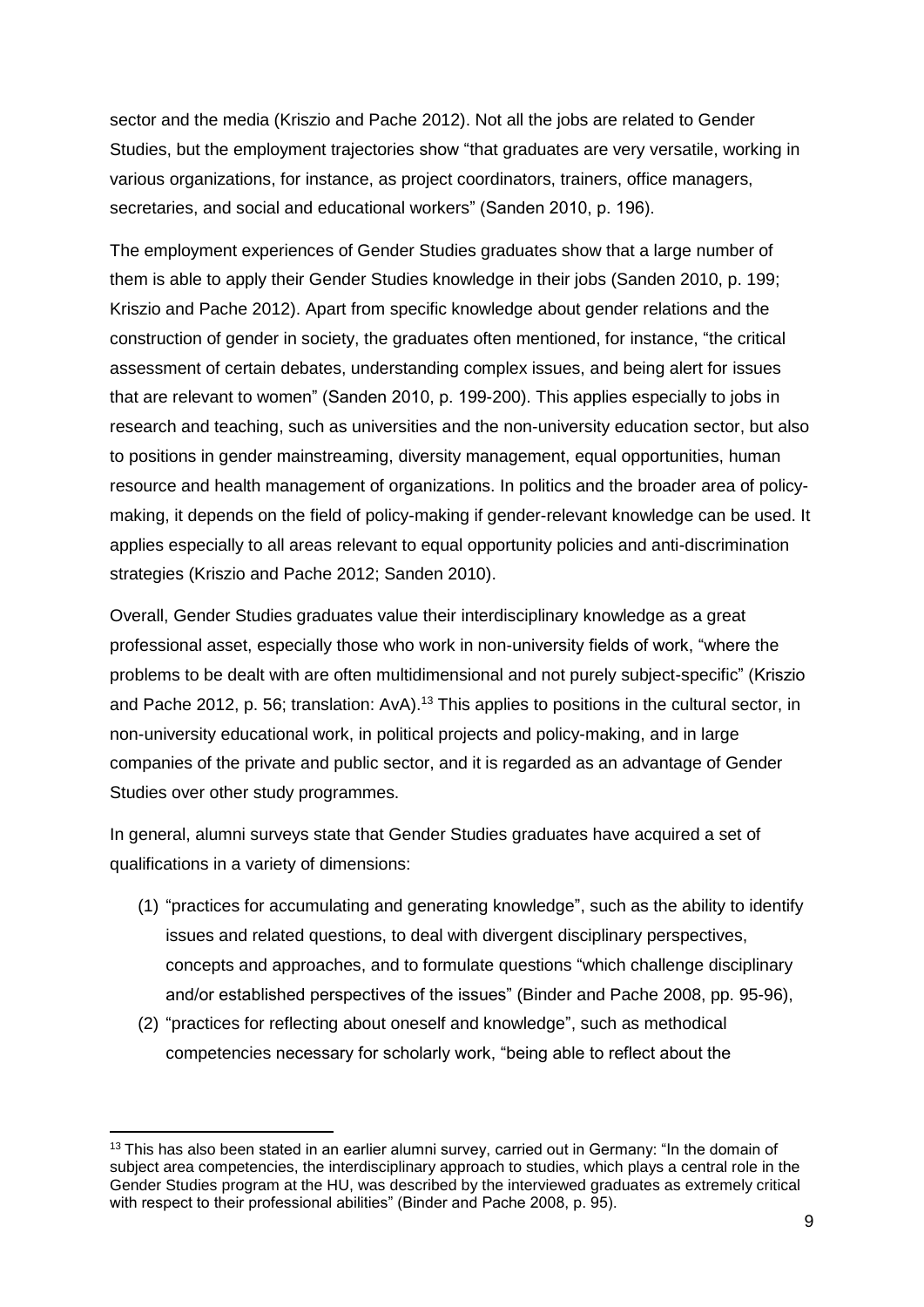sector and the media (Kriszio and Pache 2012). Not all the jobs are related to Gender Studies, but the employment trajectories show "that graduates are very versatile, working in various organizations, for instance, as project coordinators, trainers, office managers, secretaries, and social and educational workers" (Sanden 2010, p. 196).

The employment experiences of Gender Studies graduates show that a large number of them is able to apply their Gender Studies knowledge in their jobs (Sanden 2010, p. 199; Kriszio and Pache 2012). Apart from specific knowledge about gender relations and the construction of gender in society, the graduates often mentioned, for instance, "the critical assessment of certain debates, understanding complex issues, and being alert for issues that are relevant to women" (Sanden 2010, p. 199-200). This applies especially to jobs in research and teaching, such as universities and the non-university education sector, but also to positions in gender mainstreaming, diversity management, equal opportunities, human resource and health management of organizations. In politics and the broader area of policy-making, it depends on the field of policy-making if gender-relevant knowledge can be used. It applies especially to all areas relevant to equal opportunity policies and anti-discrimination strategies (Kriszio and Pache 2012; Sanden 2010).

Overall, Gender Studies graduates value their interdisciplinary knowledge as a great professional asset, especially those who work in non-university fields of work, "where the problems to be dealt with are often multidimensional and not purely subject-specific" (Kriszio and Pache 2012, p. 56; translation: AvA).[13] This applies to positions in the cultural sector, in non-university educational work, in political projects and policy-making, and in large companies of the private and public sector, and it is regarded as an advantage of Gender Studies over other study programmes.

In general, alumni surveys state that Gender Studies graduates have acquired a set of qualifications in a variety of dimensions:

(1) "practices for accumulating and generating knowledge", such as the ability to identify issues and related questions, to deal with divergent disciplinary perspectives, concepts and approaches, and to formulate questions "which challenge disciplinary and/or established perspectives of the issues" (Binder and Pache 2008, pp. 95-96),

(2) "practices for reflecting about oneself and knowledge", such as methodical competencies necessary for scholarly work, "being able to reflect about the

[13] This has also been stated in an earlier alumni survey, carried out in Germany: "In the domain of subject area competencies, the interdisciplinary approach to studies, which plays a central role in the Gender Studies program at the HU, was described by the interviewed graduates as extremely critical with respect to their professional abilities" (Binder and Pache 2008, p. 95).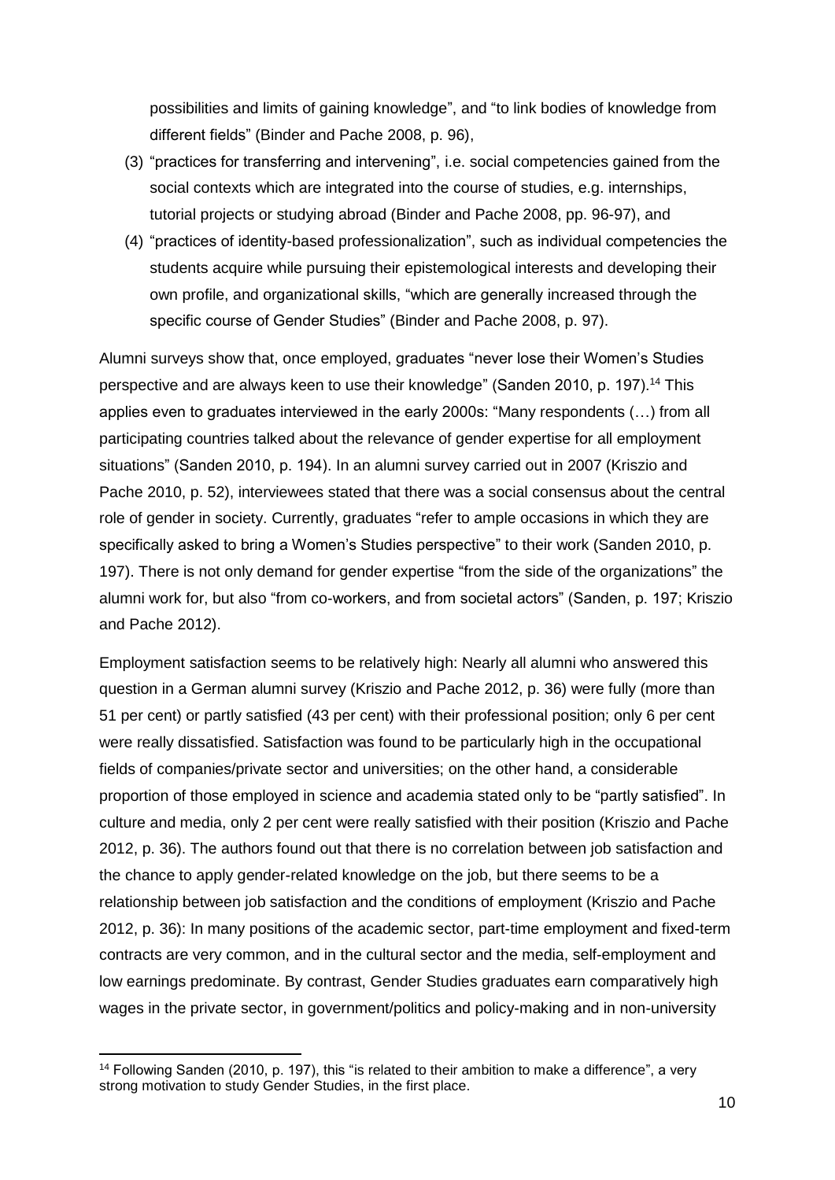possibilities and limits of gaining knowledge", and "to link bodies of knowledge from different fields" (Binder and Pache 2008, p. 96),

(3) "practices for transferring and intervening", i.e. social competencies gained from the social contexts which are integrated into the course of studies, e.g. internships, tutorial projects or studying abroad (Binder and Pache 2008, pp. 96-97), and

(4) "practices of identity-based professionalization", such as individual competencies the students acquire while pursuing their epistemological interests and developing their own profile, and organizational skills, "which are generally increased through the specific course of Gender Studies" (Binder and Pache 2008, p. 97).

Alumni surveys show that, once employed, graduates "never lose their Women's Studies perspective and are always keen to use their knowledge" (Sanden 2010, p. 197).[14] This applies even to graduates interviewed in the early 2000s: "Many respondents (…) from all participating countries talked about the relevance of gender expertise for all employment situations" (Sanden 2010, p. 194). In an alumni survey carried out in 2007 (Kriszio and Pache 2010, p. 52), interviewees stated that there was a social consensus about the central role of gender in society. Currently, graduates "refer to ample occasions in which they are specifically asked to bring a Women's Studies perspective" to their work (Sanden 2010, p. 197). There is not only demand for gender expertise "from the side of the organizations" the alumni work for, but also "from co-workers, and from societal actors" (Sanden, p. 197; Kriszio and Pache 2012).

Employment satisfaction seems to be relatively high: Nearly all alumni who answered this question in a German alumni survey (Kriszio and Pache 2012, p. 36) were fully (more than 51 per cent) or partly satisfied (43 per cent) with their professional position; only 6 per cent were really dissatisfied. Satisfaction was found to be particularly high in the occupational fields of companies/private sector and universities; on the other hand, a considerable proportion of those employed in science and academia stated only to be "partly satisfied". In culture and media, only 2 per cent were really satisfied with their position (Kriszio and Pache 2012, p. 36). The authors found out that there is no correlation between job satisfaction and the chance to apply gender-related knowledge on the job, but there seems to be a relationship between job satisfaction and the conditions of employment (Kriszio and Pache 2012, p. 36): In many positions of the academic sector, part-time employment and fixed-term contracts are very common, and in the cultural sector and the media, self-employment and low earnings predominate. By contrast, Gender Studies graduates earn comparatively high wages in the private sector, in government/politics and policy-making and in non-university

[14] Following Sanden (2010, p. 197), this "is related to their ambition to make a difference", a very strong motivation to study Gender Studies, in the first place.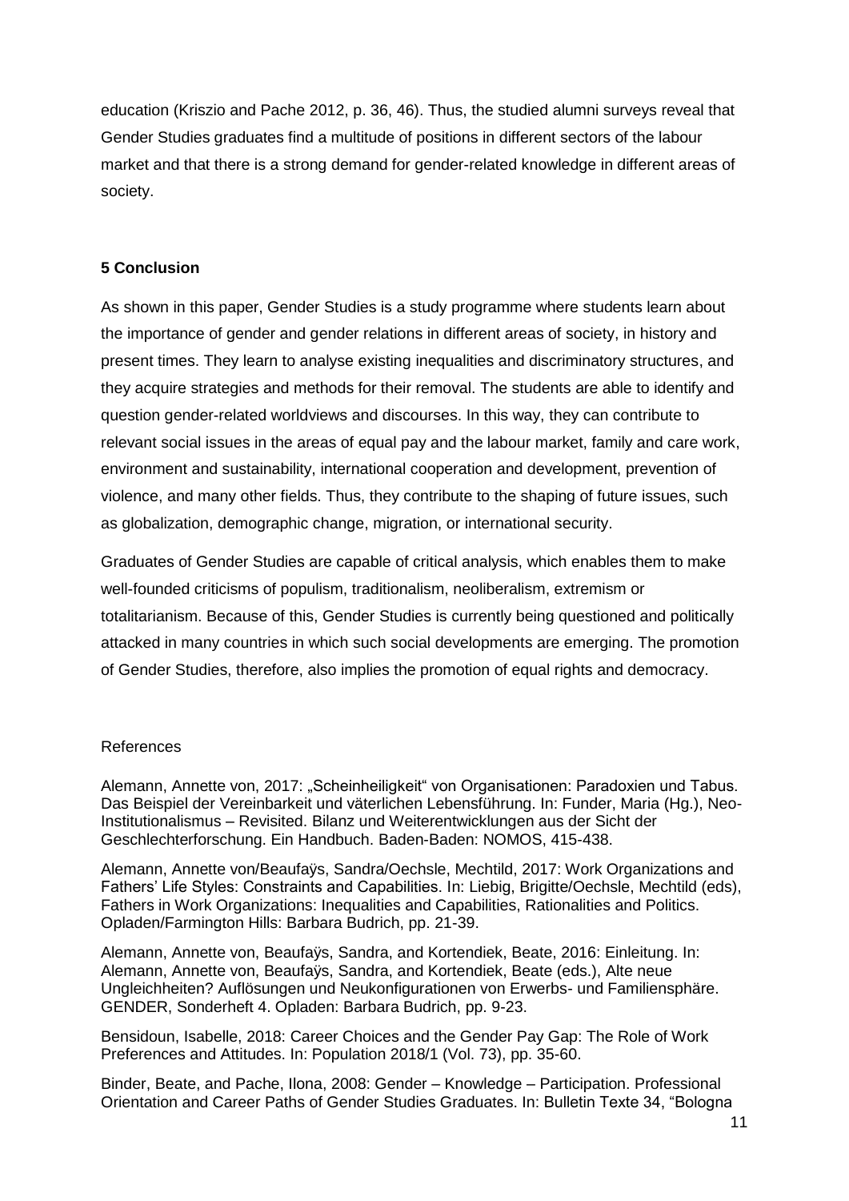education (Kriszio and Pache 2012, p. 36, 46). Thus, the studied alumni surveys reveal that Gender Studies graduates find a multitude of positions in different sectors of the labour market and that there is a strong demand for gender-related knowledge in different areas of society.

## 5 Conclusion

As shown in this paper, Gender Studies is a study programme where students learn about the importance of gender and gender relations in different areas of society, in history and present times. They learn to analyse existing inequalities and discriminatory structures, and they acquire strategies and methods for their removal. The students are able to identify and question gender-related worldviews and discourses. In this way, they can contribute to relevant social issues in the areas of equal pay and the labour market, family and care work, environment and sustainability, international cooperation and development, prevention of violence, and many other fields. Thus, they contribute to the shaping of future issues, such as globalization, demographic change, migration, or international security.

Graduates of Gender Studies are capable of critical analysis, which enables them to make well-founded criticisms of populism, traditionalism, neoliberalism, extremism or totalitarianism. Because of this, Gender Studies is currently being questioned and politically attacked in many countries in which such social developments are emerging. The promotion of Gender Studies, therefore, also implies the promotion of equal rights and democracy.

## References

Alemann, Annette von, 2017: „Scheinheiligkeit" von Organisationen: Paradoxien und Tabus. Das Beispiel der Vereinbarkeit und väterlichen Lebensführung. In: Funder, Maria (Hg.), Neo-Institutionalismus – Revisited. Bilanz und Weiterentwicklungen aus der Sicht der Geschlechterforschung. Ein Handbuch. Baden-Baden: NOMOS, 415-438.

Alemann, Annette von/Beaufaÿs, Sandra/Oechsle, Mechtild, 2017: Work Organizations and Fathers' Life Styles: Constraints and Capabilities. In: Liebig, Brigitte/Oechsle, Mechtild (eds), Fathers in Work Organizations: Inequalities and Capabilities, Rationalities and Politics. Opladen/Farmington Hills: Barbara Budrich, pp. 21-39.

Alemann, Annette von, Beaufaÿs, Sandra, and Kortendiek, Beate, 2016: Einleitung. In: Alemann, Annette von, Beaufaÿs, Sandra, and Kortendiek, Beate (eds.), Alte neue Ungleichheiten? Auflösungen und Neukonfigurationen von Erwerbs- und Familiensphäre. GENDER, Sonderheft 4. Opladen: Barbara Budrich, pp. 9-23.

Bensidoun, Isabelle, 2018: Career Choices and the Gender Pay Gap: The Role of Work Preferences and Attitudes. In: Population 2018/1 (Vol. 73), pp. 35-60.

Binder, Beate, and Pache, Ilona, 2008: Gender – Knowledge – Participation. Professional Orientation and Career Paths of Gender Studies Graduates. In: Bulletin Texte 34, "Bologna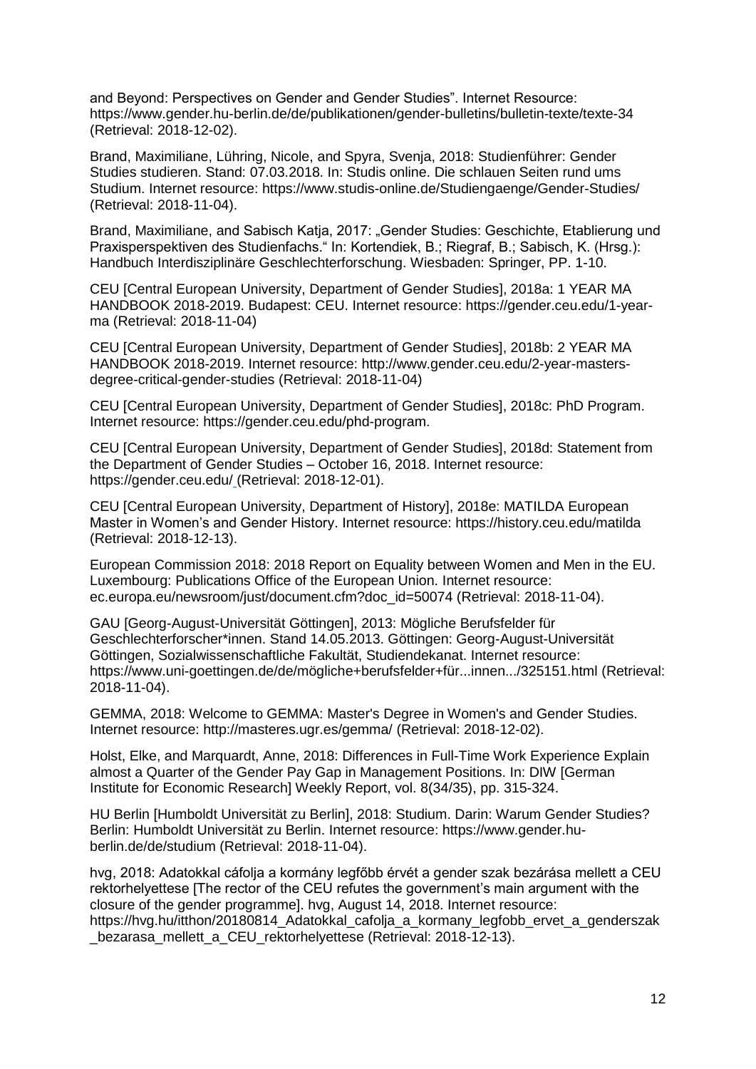and Beyond: Perspectives on Gender and Gender Studies". Internet Resource: https://www.gender.hu-berlin.de/de/publikationen/gender-bulletins/bulletin-texte/texte-34 (Retrieval: 2018-12-02).

Brand, Maximiliane, Lühring, Nicole, and Spyra, Svenja, 2018: Studienführer: Gender Studies studieren. Stand: 07.03.2018. In: Studis online. Die schlauen Seiten rund ums Studium. Internet resource: https://www.studis-online.de/Studiengaenge/Gender-Studies/ (Retrieval: 2018-11-04).

Brand, Maximiliane, and Sabisch Katja, 2017: „Gender Studies: Geschichte, Etablierung und Praxisperspektiven des Studienfachs." In: Kortendiek, B.; Riegraf, B.; Sabisch, K. (Hrsg.): Handbuch Interdisziplinäre Geschlechterforschung. Wiesbaden: Springer, PP. 1-10.

CEU [Central European University, Department of Gender Studies], 2018a: 1 YEAR MA HANDBOOK 2018-2019. Budapest: CEU. Internet resource: https://gender.ceu.edu/1-year-ma (Retrieval: 2018-11-04)

CEU [Central European University, Department of Gender Studies], 2018b: 2 YEAR MA HANDBOOK 2018-2019. Internet resource: http://www.gender.ceu.edu/2-year-masters-degree-critical-gender-studies (Retrieval: 2018-11-04)

CEU [Central European University, Department of Gender Studies], 2018c: PhD Program. Internet resource: https://gender.ceu.edu/phd-program.

CEU [Central European University, Department of Gender Studies], 2018d: Statement from the Department of Gender Studies – October 16, 2018. Internet resource: https://gender.ceu.edu/ (Retrieval: 2018-12-01).

CEU [Central European University, Department of History], 2018e: MATILDA European Master in Women's and Gender History. Internet resource: https://history.ceu.edu/matilda (Retrieval: 2018-12-13).

European Commission 2018: 2018 Report on Equality between Women and Men in the EU. Luxembourg: Publications Office of the European Union. Internet resource: ec.europa.eu/newsroom/just/document.cfm?doc_id=50074 (Retrieval: 2018-11-04).

GAU [Georg-August-Universität Göttingen], 2013: Mögliche Berufsfelder für Geschlechterforscher*innen. Stand 14.05.2013. Göttingen: Georg-August-Universität Göttingen, Sozialwissenschaftliche Fakultät, Studiendekanat. Internet resource: https://www.uni-goettingen.de/de/mögliche+berufsfelder+für...innen.../325151.html (Retrieval: 2018-11-04).

GEMMA, 2018: Welcome to GEMMA: Master's Degree in Women's and Gender Studies. Internet resource: http://masteres.ugr.es/gemma/ (Retrieval: 2018-12-02).

Holst, Elke, and Marquardt, Anne, 2018: Differences in Full-Time Work Experience Explain almost a Quarter of the Gender Pay Gap in Management Positions. In: DIW [German Institute for Economic Research] Weekly Report, vol. 8(34/35), pp. 315-324.

HU Berlin [Humboldt Universität zu Berlin], 2018: Studium. Darin: Warum Gender Studies? Berlin: Humboldt Universität zu Berlin. Internet resource: https://www.gender.hu-berlin.de/de/studium (Retrieval: 2018-11-04).

hvg, 2018: Adatokkal cáfolja a kormány legfőbb érvét a gender szak bezárása mellett a CEU rektorhelyettese [The rector of the CEU refutes the government's main argument with the closure of the gender programme]. hvg, August 14, 2018. Internet resource: https://hvg.hu/itthon/20180814_Adatokkal_cafolja_a_kormany_legfobb_ervet_a_genderszak_bezarasa_mellett_a_CEU_rektorhelyettese (Retrieval: 2018-12-13).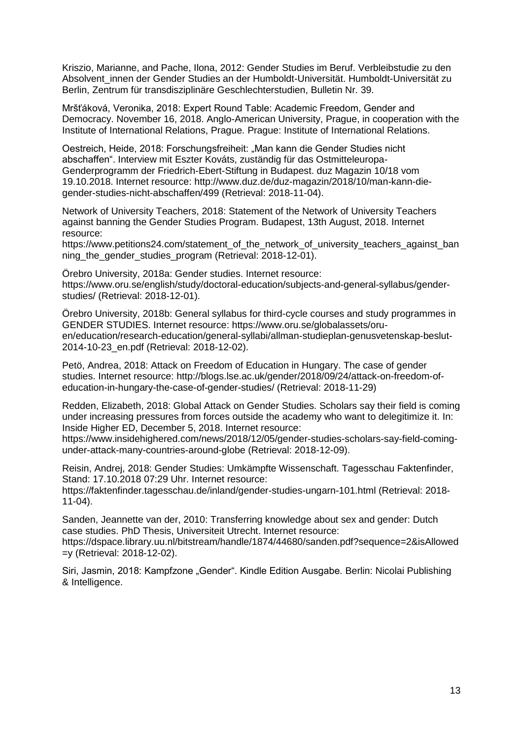Kriszio, Marianne, and Pache, Ilona, 2012: Gender Studies im Beruf. Verbleibstudie zu den Absolvent_innen der Gender Studies an der Humboldt-Universität. Humboldt-Universität zu Berlin, Zentrum für transdisziplinäre Geschlechterstudien, Bulletin Nr. 39.

Mršťáková, Veronika, 2018: Expert Round Table: Academic Freedom, Gender and Democracy. November 16, 2018. Anglo-American University, Prague, in cooperation with the Institute of International Relations, Prague. Prague: Institute of International Relations.

Oestreich, Heide, 2018: Forschungsfreiheit: „Man kann die Gender Studies nicht abschaffen". Interview mit Eszter Kováts, zuständig für das Ostmitteleuropa-Genderprogramm der Friedrich-Ebert-Stiftung in Budapest. duz Magazin 10/18 vom 19.10.2018. Internet resource: http://www.duz.de/duz-magazin/2018/10/man-kann-die-gender-studies-nicht-abschaffen/499 (Retrieval: 2018-11-04).

Network of University Teachers, 2018: Statement of the Network of University Teachers against banning the Gender Studies Program. Budapest, 13th August, 2018. Internet resource: https://www.petitions24.com/statement_of_the_network_of_university_teachers_against_banning_the_gender_studies_program (Retrieval: 2018-12-01).

Örebro University, 2018a: Gender studies. Internet resource: https://www.oru.se/english/study/doctoral-education/subjects-and-general-syllabus/gender-studies/ (Retrieval: 2018-12-01).

Örebro University, 2018b: General syllabus for third-cycle courses and study programmes in GENDER STUDIES. Internet resource: https://www.oru.se/globalassets/oru-en/education/research-education/general-syllabi/allman-studieplan-genusvetenskap-beslut-2014-10-23_en.pdf (Retrieval: 2018-12-02).

Petö, Andrea, 2018: Attack on Freedom of Education in Hungary. The case of gender studies. Internet resource: http://blogs.lse.ac.uk/gender/2018/09/24/attack-on-freedom-of-education-in-hungary-the-case-of-gender-studies/ (Retrieval: 2018-11-29)

Redden, Elizabeth, 2018: Global Attack on Gender Studies. Scholars say their field is coming under increasing pressures from forces outside the academy who want to delegitimize it. In: Inside Higher ED, December 5, 2018. Internet resource: https://www.insidehighered.com/news/2018/12/05/gender-studies-scholars-say-field-coming-under-attack-many-countries-around-globe (Retrieval: 2018-12-09).

Reisin, Andrej, 2018: Gender Studies: Umkämpfte Wissenschaft. Tagesschau Faktenfinder, Stand: 17.10.2018 07:29 Uhr. Internet resource: https://faktenfinder.tagesschau.de/inland/gender-studies-ungarn-101.html (Retrieval: 2018-11-04).

Sanden, Jeannette van der, 2010: Transferring knowledge about sex and gender: Dutch case studies. PhD Thesis, Universiteit Utrecht. Internet resource: https://dspace.library.uu.nl/bitstream/handle/1874/44680/sanden.pdf?sequence=2&isAllowed=y (Retrieval: 2018-12-02).

Siri, Jasmin, 2018: Kampfzone „Gender". Kindle Edition Ausgabe. Berlin: Nicolai Publishing & Intelligence.